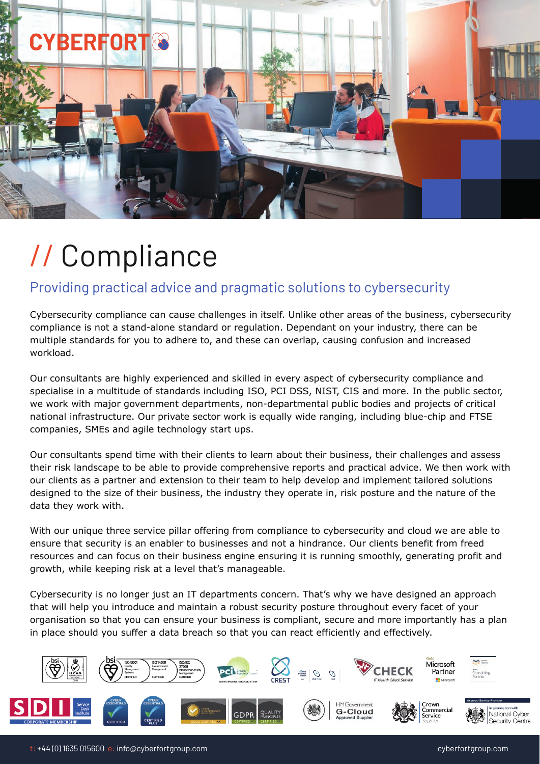CYBERFORT

# // Compliance

## Providing practical advice and pragmatic solutions to cybersecurity

Cybersecurity compliance can cause challenges in itself. Unlike other areas of the business, cybersecurity compliance is not a stand-alone standard or regulation. Dependant on your industry, there can be multiple standards for you to adhere to, and these can overlap, causing confusion and increased workload.

Our consultants are highly experienced and skilled in every aspect of cybersecurity compliance and specialise in a multitude of standards including ISO, PCI DSS, NIST, CIS and more. In the public sector, we work with major government departments, non-departmental public bodies and projects of critical national infrastructure. Our private sector work is equally wide ranging, including blue-chip and FTSE companies, SMEs and agile technology start ups.

Our consultants spend time with their clients to learn about their business, their challenges and assess their risk landscape to be able to provide comprehensive reports and practical advice. We then work with our clients as a partner and extension to their team to help develop and implement tailored solutions designed to the size of their business, the industry they operate in, risk posture and the nature of the data they work with.

With our unique three service pillar offering from compliance to cybersecurity and cloud we are able to ensure that security is an enabler to businesses and not a hindrance. Our clients benefit from freed resources and can focus on their business engine ensuring it is running smoothly, generating profit and growth, while keeping risk at a level that's manageable.

Cybersecurity is no longer just an IT departments concern. That's why we have designed an approach that will help you introduce and maintain a robust security posture throughout every facet of your organisation so that you can ensure your business is compliant, secure and more importantly has a plan in place should you suffer a data breach so that you can react efficiently and effectively.

t: +44 (0) 1635 015600 e: info@cyberfortgroup.com

cyberfortgroup.com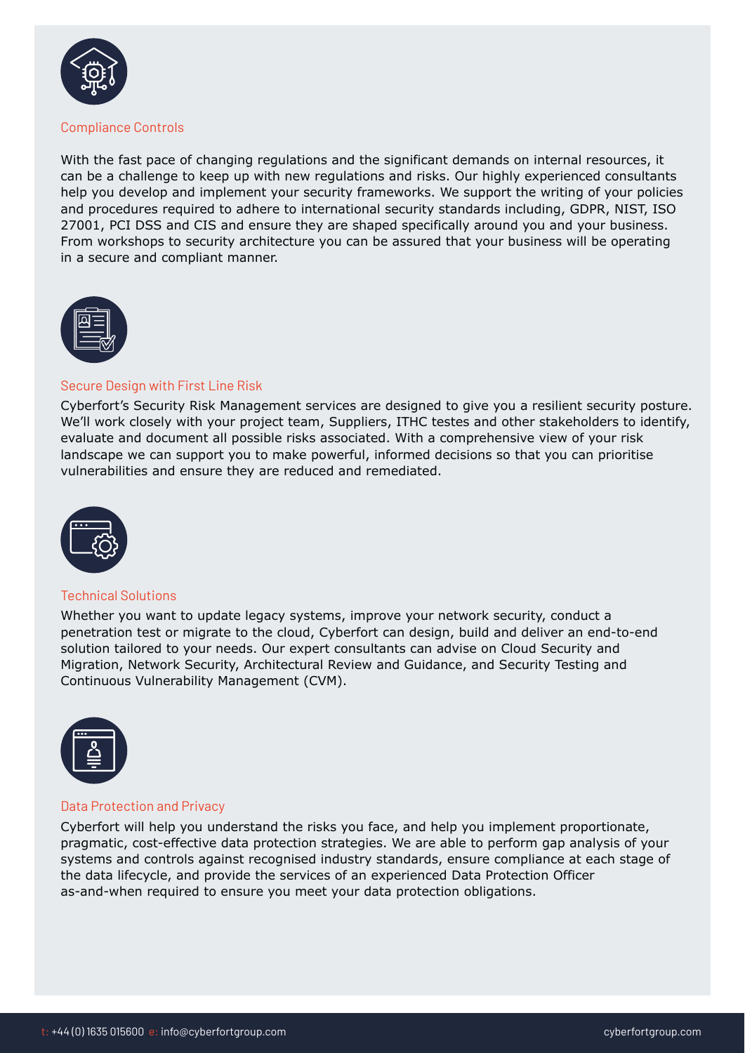## Compliance Controls

With the fast pace of changing regulations and the significant demands on internal resources, it can be a challenge to keep up with new regulations and risks. Our highly experienced consultants help you develop and implement your security frameworks. We support the writing of your policies and procedures required to adhere to international security standards including, GDPR, NIST, ISO 27001, PCI DSS and CIS and ensure they are shaped specifically around you and your business. From workshops to security architecture you can be assured that your business will be operating in a secure and compliant manner.

## Secure Design with First Line Risk

Cyberfort's Security Risk Management services are designed to give you a resilient security posture. We'll work closely with your project team, Suppliers, ITHC testes and other stakeholders to identify, evaluate and document all possible risks associated. With a comprehensive view of your risk landscape we can support you to make powerful, informed decisions so that you can prioritise vulnerabilities and ensure they are reduced and remediated.

## Technical Solutions

Whether you want to update legacy systems, improve your network security, conduct a penetration test or migrate to the cloud, Cyberfort can design, build and deliver an end-to-end solution tailored to your needs. Our expert consultants can advise on Cloud Security and Migration, Network Security, Architectural Review and Guidance, and Security Testing and Continuous Vulnerability Management (CVM).

## Data Protection and Privacy

Cyberfort will help you understand the risks you face, and help you implement proportionate, pragmatic, cost-effective data protection strategies. We are able to perform gap analysis of your systems and controls against recognised industry standards, ensure compliance at each stage of the data lifecycle, and provide the services of an experienced Data Protection Officer as-and-when required to ensure you meet your data protection obligations.

t: +44 (0) 1635 015600 e: info@cyberfortgroup.com

cyberfortgroup.com